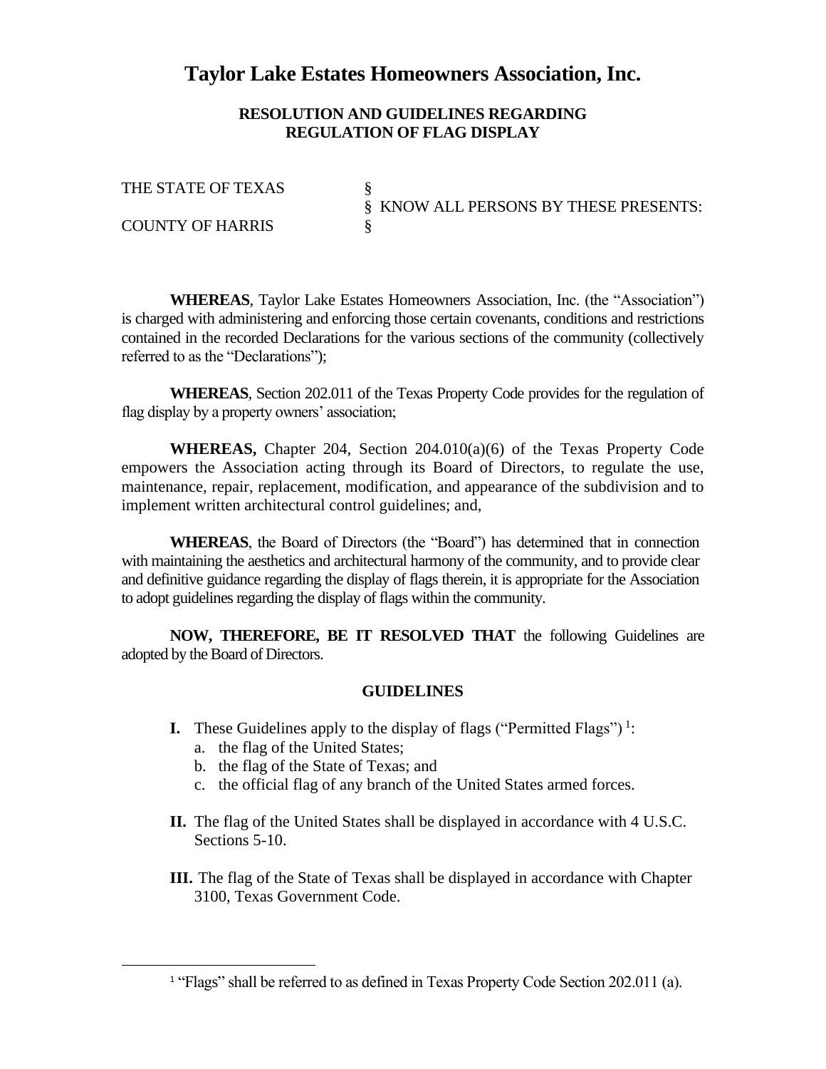# Taylor Lake Estates Homeowners Association, Inc.

## RESOLUTION AND GUIDELINES REGARDING REGULATION OF FLAG DISPLAY

THE STATE OF TEXAS §
§ KNOW ALL PERSONS BY THESE PRESENTS:
COUNTY OF HARRIS §

**WHEREAS**, Taylor Lake Estates Homeowners Association, Inc. (the "Association") is charged with administering and enforcing those certain covenants, conditions and restrictions contained in the recorded Declarations for the various sections of the community (collectively referred to as the "Declarations");

**WHEREAS**, Section 202.011 of the Texas Property Code provides for the regulation of flag display by a property owners' association;

**WHEREAS,** Chapter 204, Section 204.010(a)(6) of the Texas Property Code empowers the Association acting through its Board of Directors, to regulate the use, maintenance, repair, replacement, modification, and appearance of the subdivision and to implement written architectural control guidelines; and,

**WHEREAS**, the Board of Directors (the "Board") has determined that in connection with maintaining the aesthetics and architectural harmony of the community, and to provide clear and definitive guidance regarding the display of flags therein, it is appropriate for the Association to adopt guidelines regarding the display of flags within the community.

**NOW, THEREFORE, BE IT RESOLVED THAT** the following Guidelines are adopted by the Board of Directors.

### GUIDELINES

**I.** These Guidelines apply to the display of flags ("Permitted Flags") [1]:
   a. the flag of the United States;
   b. the flag of the State of Texas; and
   c. the official flag of any branch of the United States armed forces.

**II.** The flag of the United States shall be displayed in accordance with 4 U.S.C. Sections 5-10.

**III.** The flag of the State of Texas shall be displayed in accordance with Chapter 3100, Texas Government Code.

[1] "Flags" shall be referred to as defined in Texas Property Code Section 202.011 (a).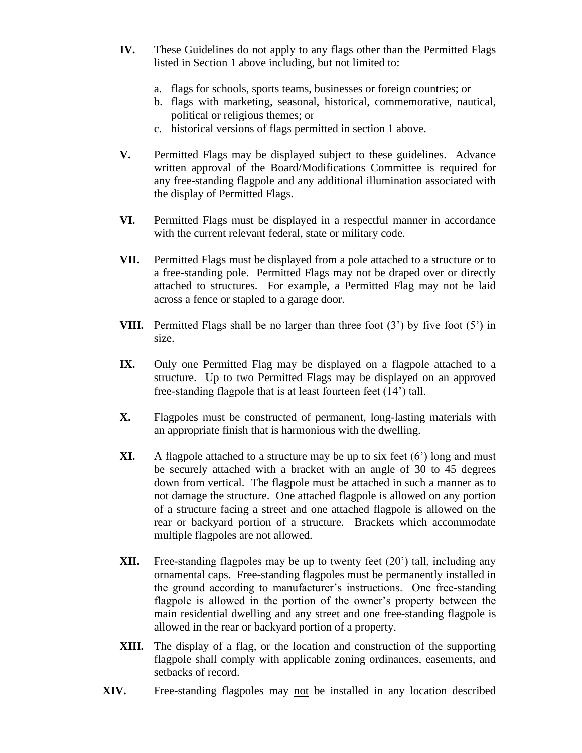**IV.** These Guidelines do <u>not</u> apply to any flags other than the Permitted Flags listed in Section 1 above including, but not limited to:

a. flags for schools, sports teams, businesses or foreign countries; or
b. flags with marketing, seasonal, historical, commemorative, nautical, political or religious themes; or
c. historical versions of flags permitted in section 1 above.

**V.** Permitted Flags may be displayed subject to these guidelines. Advance written approval of the Board/Modifications Committee is required for any free-standing flagpole and any additional illumination associated with the display of Permitted Flags.

**VI.** Permitted Flags must be displayed in a respectful manner in accordance with the current relevant federal, state or military code.

**VII.** Permitted Flags must be displayed from a pole attached to a structure or to a free-standing pole. Permitted Flags may not be draped over or directly attached to structures. For example, a Permitted Flag may not be laid across a fence or stapled to a garage door.

**VIII.** Permitted Flags shall be no larger than three foot (3') by five foot (5') in size.

**IX.** Only one Permitted Flag may be displayed on a flagpole attached to a structure. Up to two Permitted Flags may be displayed on an approved free-standing flagpole that is at least fourteen feet (14') tall.

**X.** Flagpoles must be constructed of permanent, long-lasting materials with an appropriate finish that is harmonious with the dwelling.

**XI.** A flagpole attached to a structure may be up to six feet (6') long and must be securely attached with a bracket with an angle of 30 to 45 degrees down from vertical. The flagpole must be attached in such a manner as to not damage the structure. One attached flagpole is allowed on any portion of a structure facing a street and one attached flagpole is allowed on the rear or backyard portion of a structure. Brackets which accommodate multiple flagpoles are not allowed.

**XII.** Free-standing flagpoles may be up to twenty feet (20') tall, including any ornamental caps. Free-standing flagpoles must be permanently installed in the ground according to manufacturer's instructions. One free-standing flagpole is allowed in the portion of the owner's property between the main residential dwelling and any street and one free-standing flagpole is allowed in the rear or backyard portion of a property.

**XIII.** The display of a flag, or the location and construction of the supporting flagpole shall comply with applicable zoning ordinances, easements, and setbacks of record.

**XIV.** Free-standing flagpoles may <u>not</u> be installed in any location described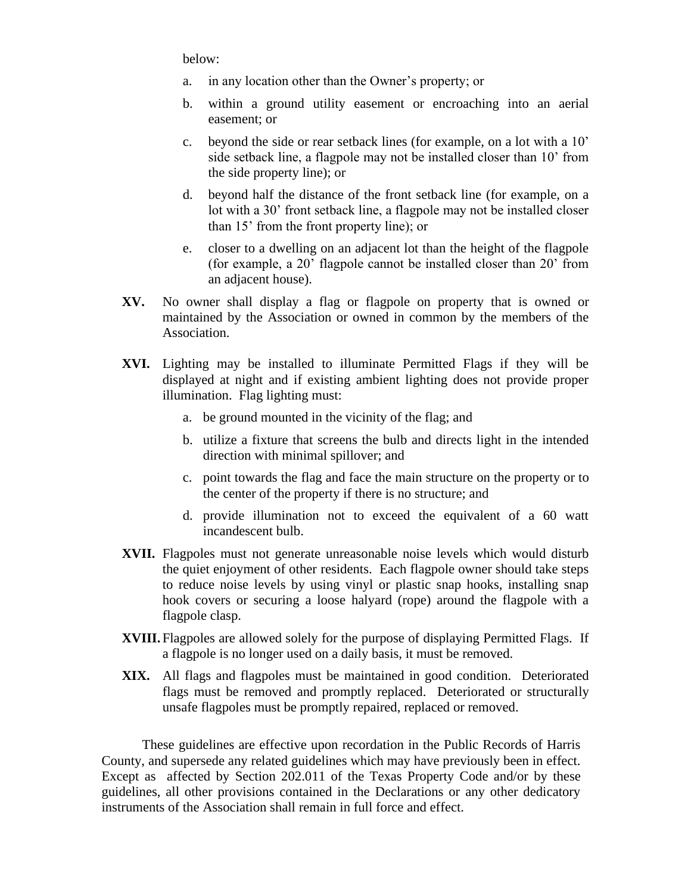below:

a. in any location other than the Owner's property; or

b. within a ground utility easement or encroaching into an aerial easement; or

c. beyond the side or rear setback lines (for example, on a lot with a 10' side setback line, a flagpole may not be installed closer than 10' from the side property line); or

d. beyond half the distance of the front setback line (for example, on a lot with a 30' front setback line, a flagpole may not be installed closer than 15' from the front property line); or

e. closer to a dwelling on an adjacent lot than the height of the flagpole (for example, a 20' flagpole cannot be installed closer than 20' from an adjacent house).

**XV.** No owner shall display a flag or flagpole on property that is owned or maintained by the Association or owned in common by the members of the Association.

**XVI.** Lighting may be installed to illuminate Permitted Flags if they will be displayed at night and if existing ambient lighting does not provide proper illumination. Flag lighting must:

a. be ground mounted in the vicinity of the flag; and

b. utilize a fixture that screens the bulb and directs light in the intended direction with minimal spillover; and

c. point towards the flag and face the main structure on the property or to the center of the property if there is no structure; and

d. provide illumination not to exceed the equivalent of a 60 watt incandescent bulb.

**XVII.** Flagpoles must not generate unreasonable noise levels which would disturb the quiet enjoyment of other residents. Each flagpole owner should take steps to reduce noise levels by using vinyl or plastic snap hooks, installing snap hook covers or securing a loose halyard (rope) around the flagpole with a flagpole clasp.

**XVIII.** Flagpoles are allowed solely for the purpose of displaying Permitted Flags. If a flagpole is no longer used on a daily basis, it must be removed.

**XIX.** All flags and flagpoles must be maintained in good condition. Deteriorated flags must be removed and promptly replaced. Deteriorated or structurally unsafe flagpoles must be promptly repaired, replaced or removed.

These guidelines are effective upon recordation in the Public Records of Harris County, and supersede any related guidelines which may have previously been in effect. Except as affected by Section 202.011 of the Texas Property Code and/or by these guidelines, all other provisions contained in the Declarations or any other dedicatory instruments of the Association shall remain in full force and effect.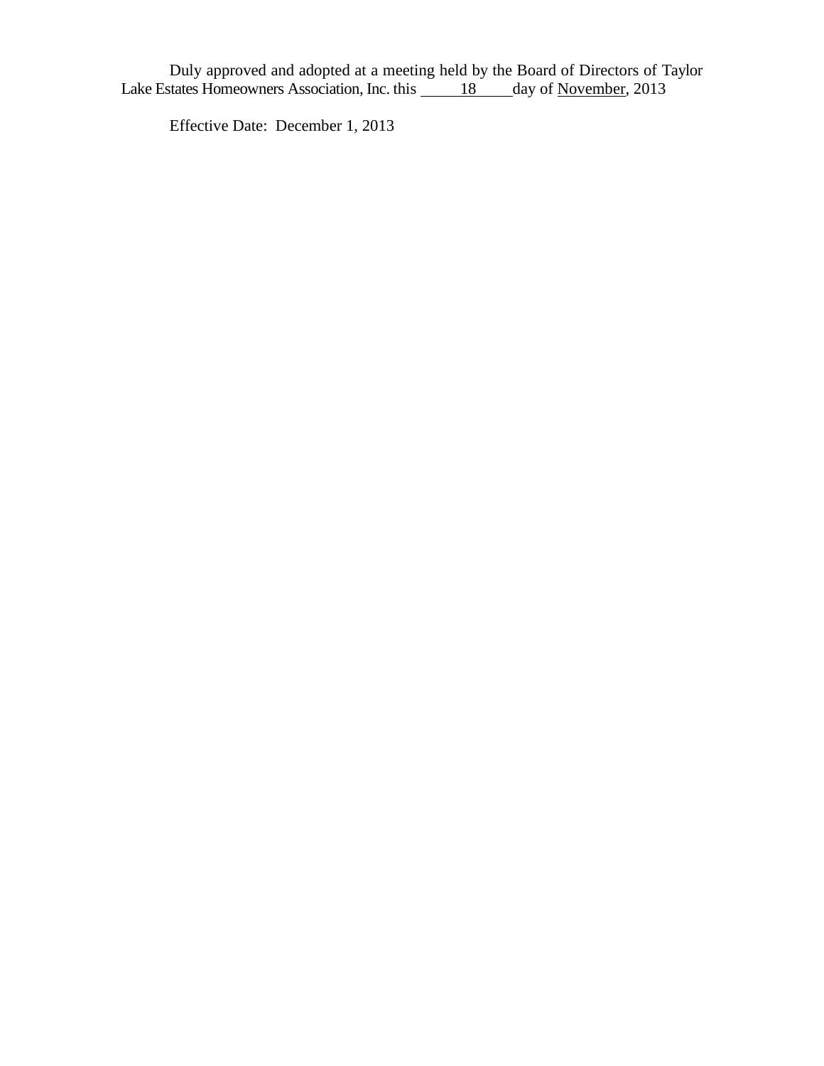Duly approved and adopted at a meeting held by the Board of Directors of Taylor Lake Estates Homeowners Association, Inc. this 18 day of November, 2013

Effective Date: December 1, 2013